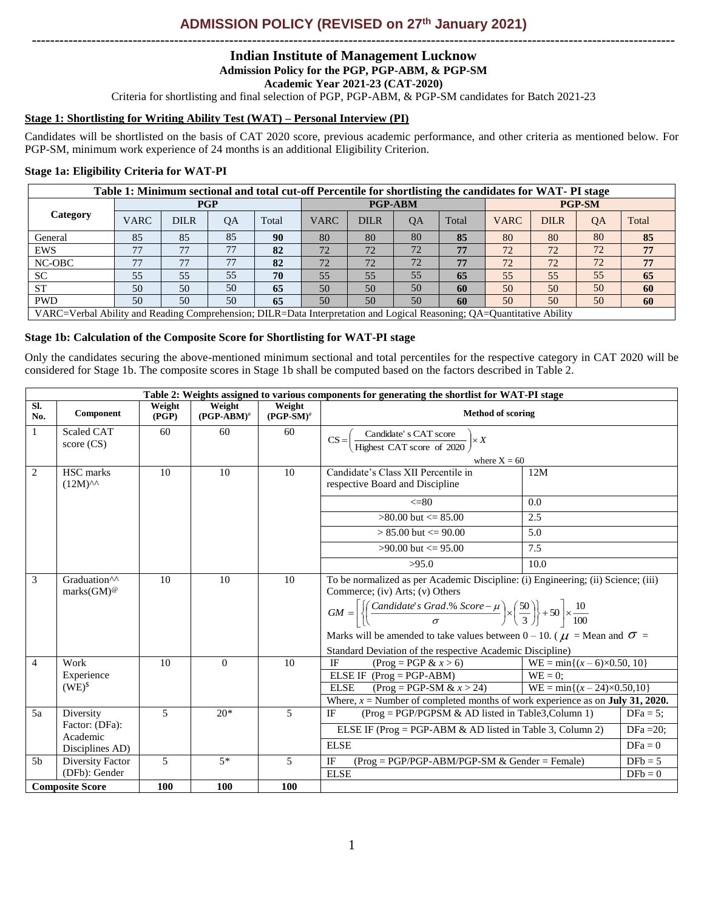# ADMISSION POLICY (REVISED on 27th January 2021)

## Indian Institute of Management Lucknow

**Admission Policy for the PGP, PGP-ABM, & PGP-SM**

**Academic Year 2021-23 (CAT-2020)**

Criteria for shortlisting and final selection of PGP, PGP-ABM, & PGP-SM candidates for Batch 2021-23

### Stage 1: Shortlisting for Writing Ability Test (WAT) – Personal Interview (PI)

Candidates will be shortlisted on the basis of CAT 2020 score, previous academic performance, and other criteria as mentioned below. For PGP-SM, minimum work experience of 24 months is an additional Eligibility Criterion.

### Stage 1a: Eligibility Criteria for WAT-PI

**Table 1: Minimum sectional and total cut-off Percentile for shortlisting the candidates for WAT- PI stage**

| Category | PGP | | | | PGP-ABM | | | | PGP-SM | | | |
|---|---|---|---|---|---|---|---|---|---|---|---|---|
| | VARC | DILR | QA | Total | VARC | DILR | QA | Total | VARC | DILR | QA | Total |
| General | 85 | 85 | 85 | **90** | 80 | 80 | 80 | **85** | 80 | 80 | 80 | **85** |
| EWS | 77 | 77 | 77 | **82** | 72 | 72 | 72 | **77** | 72 | 72 | 72 | **77** |
| NC-OBC | 77 | 77 | 77 | **82** | 72 | 72 | 72 | **77** | 72 | 72 | 72 | **77** |
| SC | 55 | 55 | 55 | **70** | 55 | 55 | 55 | **65** | 55 | 55 | 55 | **65** |
| ST | 50 | 50 | 50 | **65** | 50 | 50 | 50 | **60** | 50 | 50 | 50 | **60** |
| PWD | 50 | 50 | 50 | **65** | 50 | 50 | 50 | **60** | 50 | 50 | 50 | **60** |

VARC=Verbal Ability and Reading Comprehension; DILR=Data Interpretation and Logical Reasoning; QA=Quantitative Ability

### Stage 1b: Calculation of the Composite Score for Shortlisting for WAT-PI stage

Only the candidates securing the above-mentioned minimum sectional and total percentiles for the respective category in CAT 2020 will be considered for Stage 1b. The composite scores in Stage 1b shall be computed based on the factors described in Table 2.

**Table 2: Weights assigned to various components for generating the shortlist for WAT-PI stage**

| Sl. No. | Component | Weight (PGP) | Weight (PGP-ABM)# | Weight (PGP-SM)# | Method of scoring |
|---|---|---|---|---|---|
| 1 | Scaled CAT score (CS) | 60 | 60 | 60 | $\text{CS} = \left(\frac{\text{Candidate's CAT score}}{\text{Highest CAT score of 2020}}\right) \times X$ where X = 60 |
| 2 | HSC marks (12M)^^ | 10 | 10 | 10 | Candidate's Class XII Percentile in respective Board and Discipline → 12M: <=80 → 0.0; >80.00 but <= 85.00 → 2.5; > 85.00 but <= 90.00 → 5.0; >90.00 but <= 95.00 → 7.5; >95.0 → 10.0 |
| 3 | Graduation^^ marks(GM)@ | 10 | 10 | 10 | To be normalized as per Academic Discipline: (i) Engineering; (ii) Science; (iii) Commerce; (iv) Arts; (v) Others $GM = \left[\left\{\left(\frac{Candidate's\ Grad.\%\ Score - \mu}{\sigma}\right) \times \left(\frac{50}{3}\right)\right\} + 50\right] \times \frac{10}{100}$ Marks will be amended to take values between 0 – 10. ($\mu$ = Mean and $\sigma$ = Standard Deviation of the respective Academic Discipline) |
| 4 | Work Experience (WE)$ | 10 | 0 | 10 | IF (Prog = PGP & $x > 6$) → WE = min{$(x – 6)\times0.50$, 10}; ELSE IF (Prog = PGP-ABM) → WE = 0; ELSE (Prog = PGP-SM & $x > 24$) → WE = min{$(x – 24)\times0.50$,10}. Where, $x$ = Number of completed months of work experience as on **July 31, 2020.** |
| 5a | Diversity Factor: (DFa): Academic Disciplines AD) | 5 | 20* | 5 | IF (Prog = PGP/PGPSM & AD listed in Table3,Column 1) → DFa = 5; ELSE IF (Prog = PGP-ABM & AD listed in Table 3, Column 2) → DFa =20; ELSE → DFa = 0 |
| 5b | Diversity Factor (DFb): Gender | 5 | 5* | 5 | IF (Prog = PGP/PGP-ABM/PGP-SM & Gender = Female) → DFb = 5; ELSE → DFb = 0 |
| **Composite Score** | | **100** | **100** | **100** | |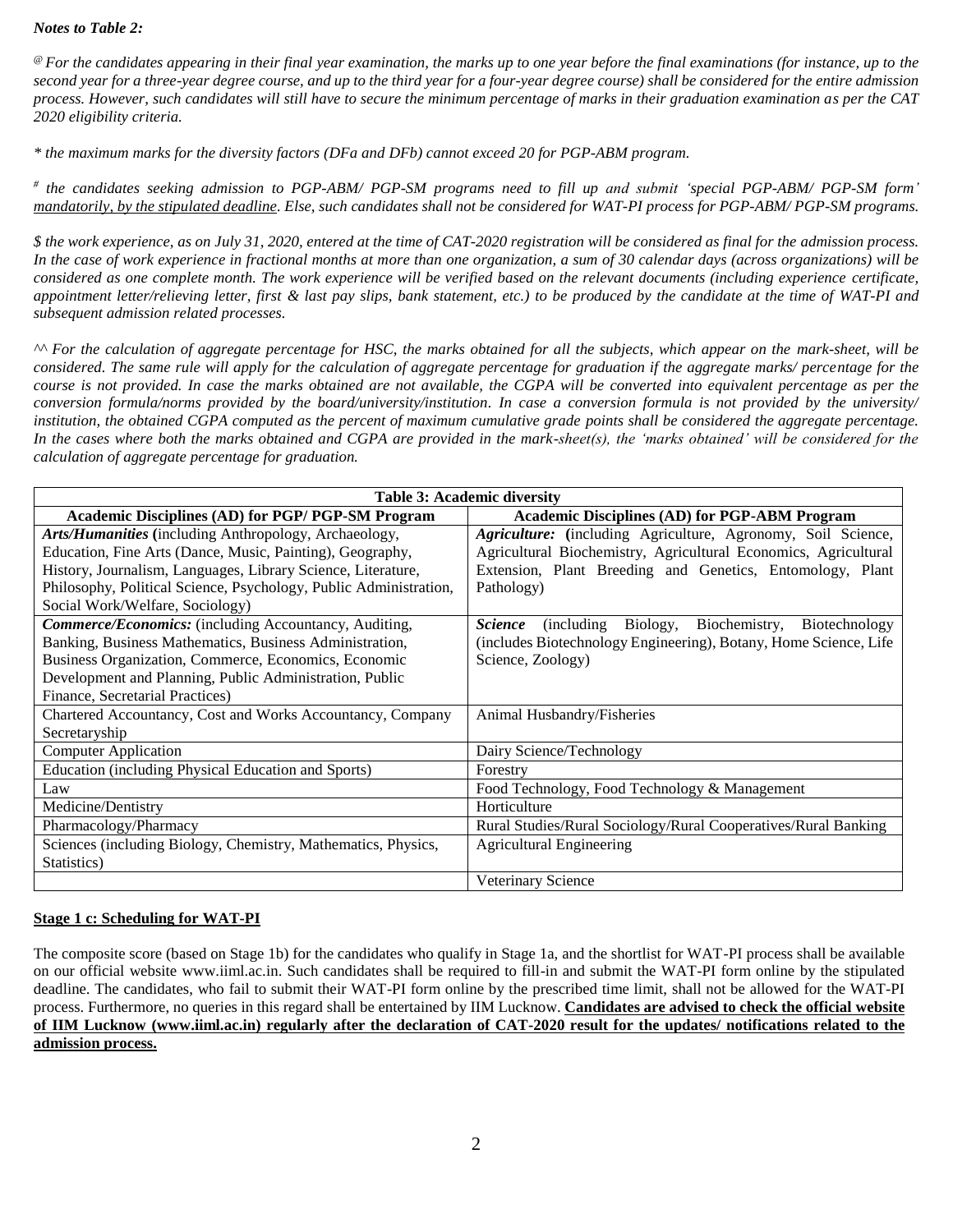***Notes to Table 2:***

*@ For the candidates appearing in their final year examination, the marks up to one year before the final examinations (for instance, up to the second year for a three-year degree course, and up to the third year for a four-year degree course) shall be considered for the entire admission process. However, such candidates will still have to secure the minimum percentage of marks in their graduation examination as per the CAT 2020 eligibility criteria.*

** the maximum marks for the diversity factors (DFa and DFb) cannot exceed 20 for PGP-ABM program.*

*# the candidates seeking admission to PGP-ABM/ PGP-SM programs need to fill up and submit 'special PGP-ABM/ PGP-SM form' <u>mandatorily, by the stipulated deadline</u>. Else, such candidates shall not be considered for WAT-PI process for PGP-ABM/ PGP-SM programs.*

*$ the work experience, as on July 31, 2020, entered at the time of CAT-2020 registration will be considered as final for the admission process. In the case of work experience in fractional months at more than one organization, a sum of 30 calendar days (across organizations) will be considered as one complete month. The work experience will be verified based on the relevant documents (including experience certificate, appointment letter/relieving letter, first & last pay slips, bank statement, etc.) to be produced by the candidate at the time of WAT-PI and subsequent admission related processes.*

*^^ For the calculation of aggregate percentage for HSC, the marks obtained for all the subjects, which appear on the mark-sheet, will be considered. The same rule will apply for the calculation of aggregate percentage for graduation if the aggregate marks/ percentage for the course is not provided. In case the marks obtained are not available, the CGPA will be converted into equivalent percentage as per the conversion formula/norms provided by the board/university/institution. In case a conversion formula is not provided by the university/ institution, the obtained CGPA computed as the percent of maximum cumulative grade points shall be considered the aggregate percentage. In the cases where both the marks obtained and CGPA are provided in the mark-sheet(s), the 'marks obtained' will be considered for the calculation of aggregate percentage for graduation.*

| **Table 3: Academic diversity** | |
|---|---|
| **Academic Disciplines (AD) for PGP/ PGP-SM Program** | **Academic Disciplines (AD) for PGP-ABM Program** |
| ***Arts/Humanities*** **(**including Anthropology, Archaeology, Education, Fine Arts (Dance, Music, Painting), Geography, History, Journalism, Languages, Library Science, Literature, Philosophy, Political Science, Psychology, Public Administration, Social Work/Welfare, Sociology) | ***Agriculture:*** **(**including Agriculture, Agronomy, Soil Science, Agricultural Biochemistry, Agricultural Economics, Agricultural Extension, Plant Breeding and Genetics, Entomology, Plant Pathology) |
| ***Commerce/Economics:*** (including Accountancy, Auditing, Banking, Business Mathematics, Business Administration, Business Organization, Commerce, Economics, Economic Development and Planning, Public Administration, Public Finance, Secretarial Practices) | ***Science*** (including Biology, Biochemistry, Biotechnology (includes Biotechnology Engineering), Botany, Home Science, Life Science, Zoology) |
| Chartered Accountancy, Cost and Works Accountancy, Company Secretaryship | Animal Husbandry/Fisheries |
| Computer Application | Dairy Science/Technology |
| Education (including Physical Education and Sports) | Forestry |
| Law | Food Technology, Food Technology & Management |
| Medicine/Dentistry | Horticulture |
| Pharmacology/Pharmacy | Rural Studies/Rural Sociology/Rural Cooperatives/Rural Banking |
| Sciences (including Biology, Chemistry, Mathematics, Physics, Statistics) | Agricultural Engineering |
| | Veterinary Science |

**<u>Stage 1 c: Scheduling for WAT-PI</u>**

The composite score (based on Stage 1b) for the candidates who qualify in Stage 1a, and the shortlist for WAT-PI process shall be available on our official website www.iiml.ac.in. Such candidates shall be required to fill-in and submit the WAT-PI form online by the stipulated deadline. The candidates, who fail to submit their WAT-PI form online by the prescribed time limit, shall not be allowed for the WAT-PI process. Furthermore, no queries in this regard shall be entertained by IIM Lucknow. **<u>Candidates are advised to check the official website of IIM Lucknow (www.iiml.ac.in) regularly after the declaration of CAT-2020 result for the updates/ notifications related to the admission process.</u>**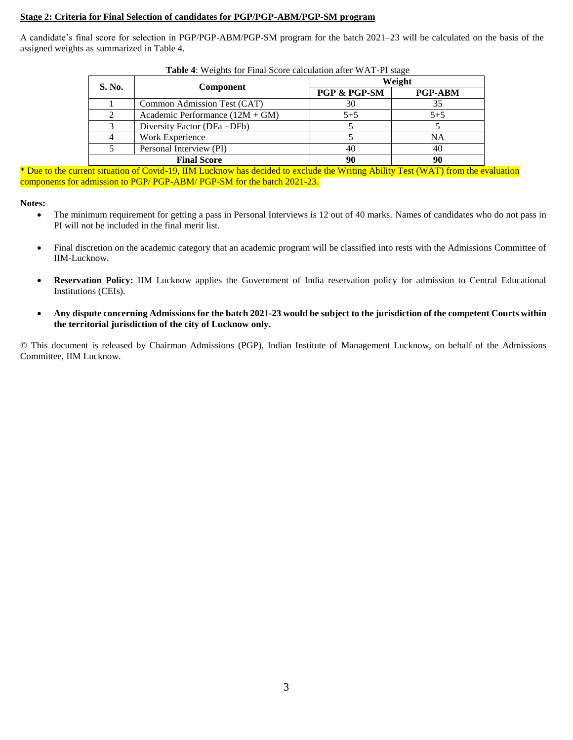**Stage 2: Criteria for Final Selection of candidates for PGP/PGP-ABM/PGP-SM program**

A candidate's final score for selection in PGP/PGP-ABM/PGP-SM program for the batch 2021–23 will be calculated on the basis of the assigned weights as summarized in Table 4.

**Table 4**: Weights for Final Score calculation after WAT-PI stage

| S. No. | Component | Weight | |
|---|---|---|---|
| | | PGP & PGP-SM | PGP-ABM |
| 1 | Common Admission Test (CAT) | 30 | 35 |
| 2 | Academic Performance (12M + GM) | 5+5 | 5+5 |
| 3 | Diversity Factor (DFa +DFb) | 5 | 5 |
| 4 | Work Experience | 5 | NA |
| 5 | Personal Interview (PI) | 40 | 40 |
| **Final Score** | | **90** | **90** |

* Due to the current situation of Covid-19, IIM Lucknow has decided to exclude the Writing Ability Test (WAT) from the evaluation components for admission to PGP/ PGP-ABM/ PGP-SM for the batch 2021-23.

**Notes:**

- The minimum requirement for getting a pass in Personal Interviews is 12 out of 40 marks. Names of candidates who do not pass in PI will not be included in the final merit list.
- Final discretion on the academic category that an academic program will be classified into rests with the Admissions Committee of IIM-Lucknow.
- **Reservation Policy:** IIM Lucknow applies the Government of India reservation policy for admission to Central Educational Institutions (CEIs).
- **Any dispute concerning Admissions for the batch 2021-23 would be subject to the jurisdiction of the competent Courts within the territorial jurisdiction of the city of Lucknow only.**

© This document is released by Chairman Admissions (PGP), Indian Institute of Management Lucknow, on behalf of the Admissions Committee, IIM Lucknow.